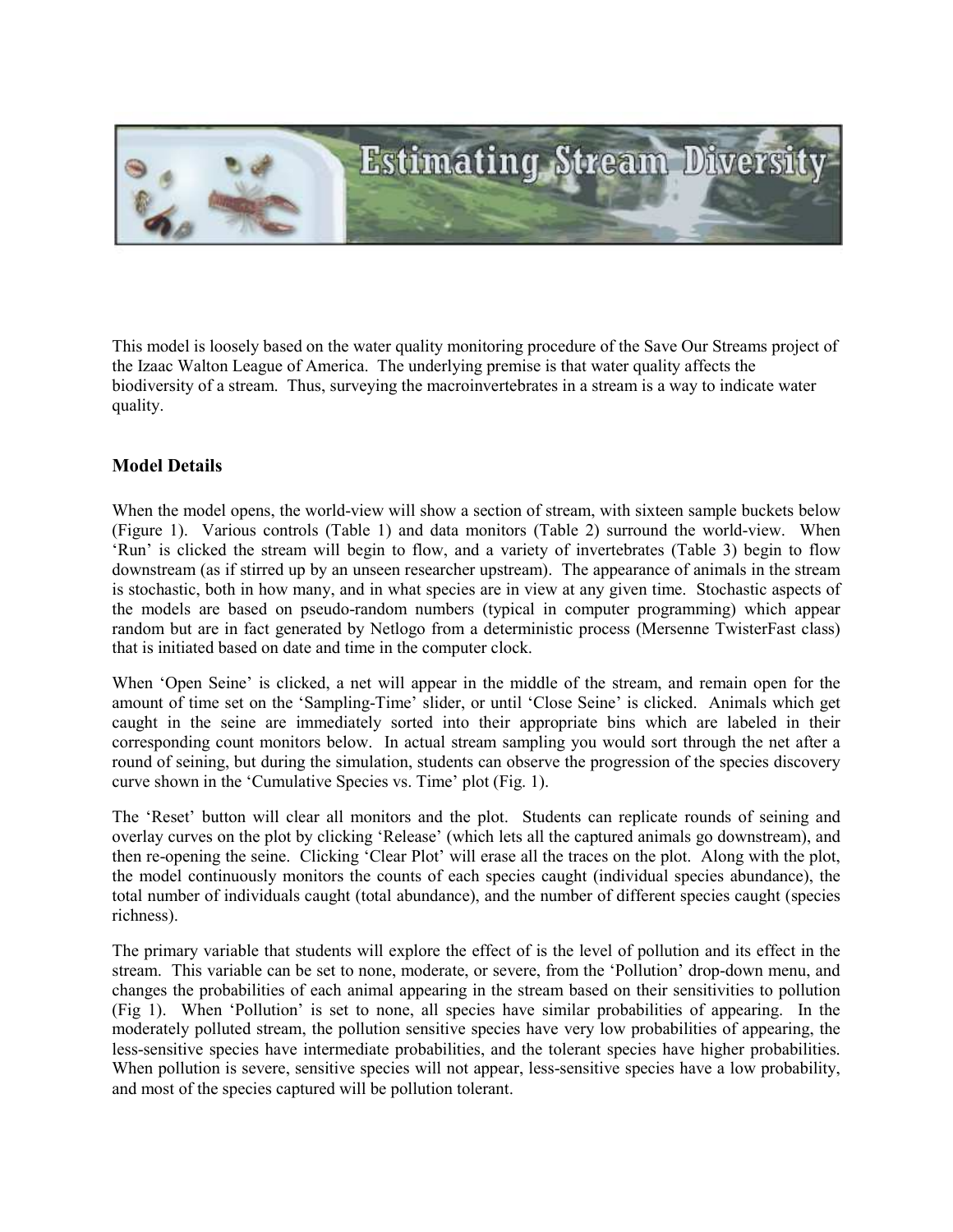# Estimating Stream Diversity

This model is loosely based on the water quality monitoring procedure of the Save Our Streams project of the Izaac Walton League of America. The underlying premise is that water quality affects the biodiversity of a stream. Thus, surveying the macroinvertebrates in a stream is a way to indicate water quality.

## Model Details

When the model opens, the world-view will show a section of stream, with sixteen sample buckets below (Figure 1). Various controls (Table 1) and data monitors (Table 2) surround the world-view. When 'Run' is clicked the stream will begin to flow, and a variety of invertebrates (Table 3) begin to flow downstream (as if stirred up by an unseen researcher upstream). The appearance of animals in the stream is stochastic, both in how many, and in what species are in view at any given time. Stochastic aspects of the models are based on pseudo-random numbers (typical in computer programming) which appear random but are in fact generated by Netlogo from a deterministic process (Mersenne TwisterFast class) that is initiated based on date and time in the computer clock.

When 'Open Seine' is clicked, a net will appear in the middle of the stream, and remain open for the amount of time set on the 'Sampling-Time' slider, or until 'Close Seine' is clicked. Animals which get caught in the seine are immediately sorted into their appropriate bins which are labeled in their corresponding count monitors below. In actual stream sampling you would sort through the net after a round of seining, but during the simulation, students can observe the progression of the species discovery curve shown in the 'Cumulative Species vs. Time' plot (Fig. 1).

The 'Reset' button will clear all monitors and the plot. Students can replicate rounds of seining and overlay curves on the plot by clicking 'Release' (which lets all the captured animals go downstream), and then re-opening the seine. Clicking 'Clear Plot' will erase all the traces on the plot. Along with the plot, the model continuously monitors the counts of each species caught (individual species abundance), the total number of individuals caught (total abundance), and the number of different species caught (species richness).

The primary variable that students will explore the effect of is the level of pollution and its effect in the stream. This variable can be set to none, moderate, or severe, from the 'Pollution' drop-down menu, and changes the probabilities of each animal appearing in the stream based on their sensitivities to pollution (Fig 1). When 'Pollution' is set to none, all species have similar probabilities of appearing. In the moderately polluted stream, the pollution sensitive species have very low probabilities of appearing, the less-sensitive species have intermediate probabilities, and the tolerant species have higher probabilities. When pollution is severe, sensitive species will not appear, less-sensitive species have a low probability, and most of the species captured will be pollution tolerant.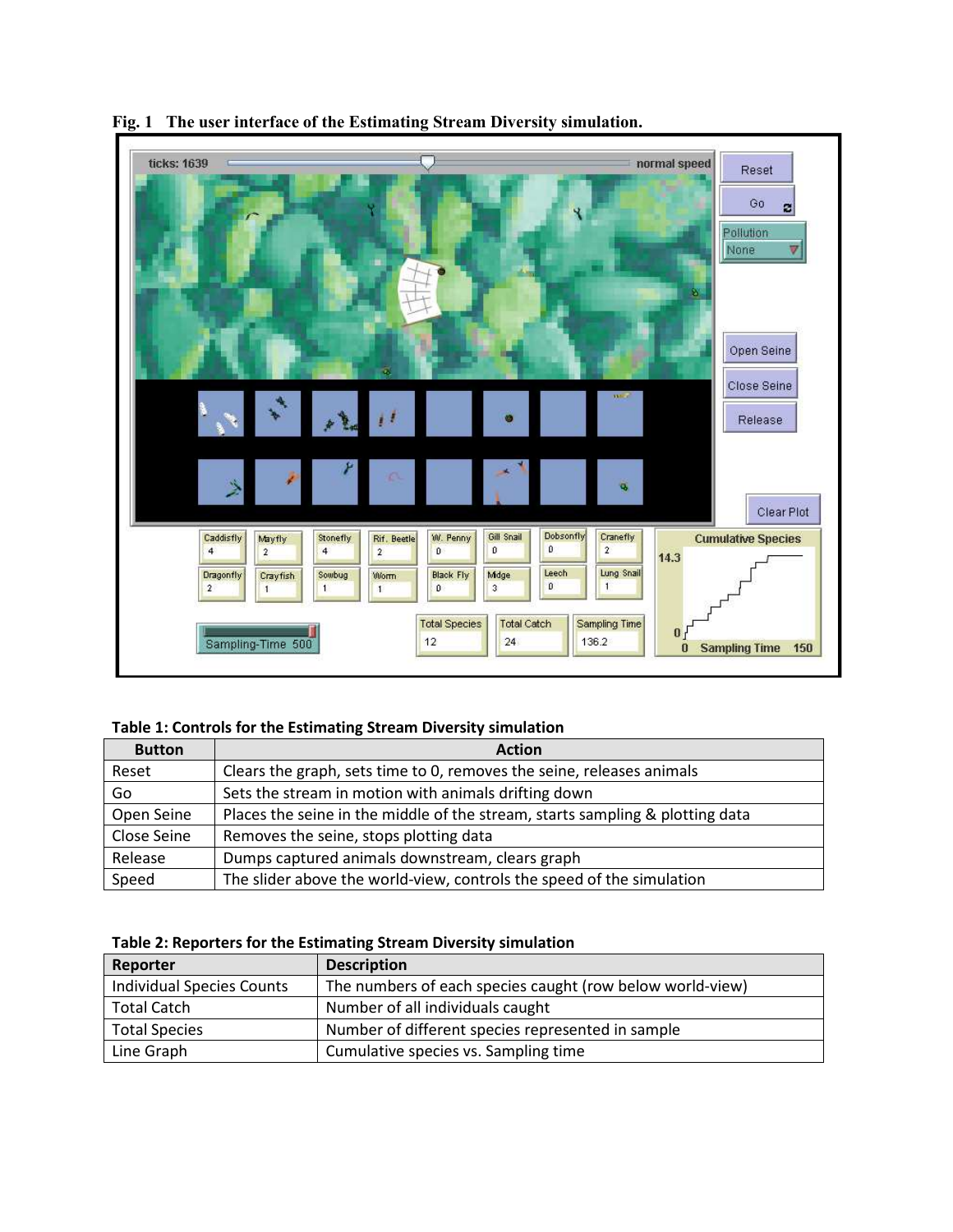**Fig. 1 The user interface of the Estimating Stream Diversity simulation.**

**Table 1: Controls for the Estimating Stream Diversity simulation**

| Button | Action |
|---|---|
| Reset | Clears the graph, sets time to 0, removes the seine, releases animals |
| Go | Sets the stream in motion with animals drifting down |
| Open Seine | Places the seine in the middle of the stream, starts sampling & plotting data |
| Close Seine | Removes the seine, stops plotting data |
| Release | Dumps captured animals downstream, clears graph |
| Speed | The slider above the world-view, controls the speed of the simulation |

**Table 2: Reporters for the Estimating Stream Diversity simulation**

| Reporter | Description |
|---|---|
| Individual Species Counts | The numbers of each species caught (row below world-view) |
| Total Catch | Number of all individuals caught |
| Total Species | Number of different species represented in sample |
| Line Graph | Cumulative species vs. Sampling time |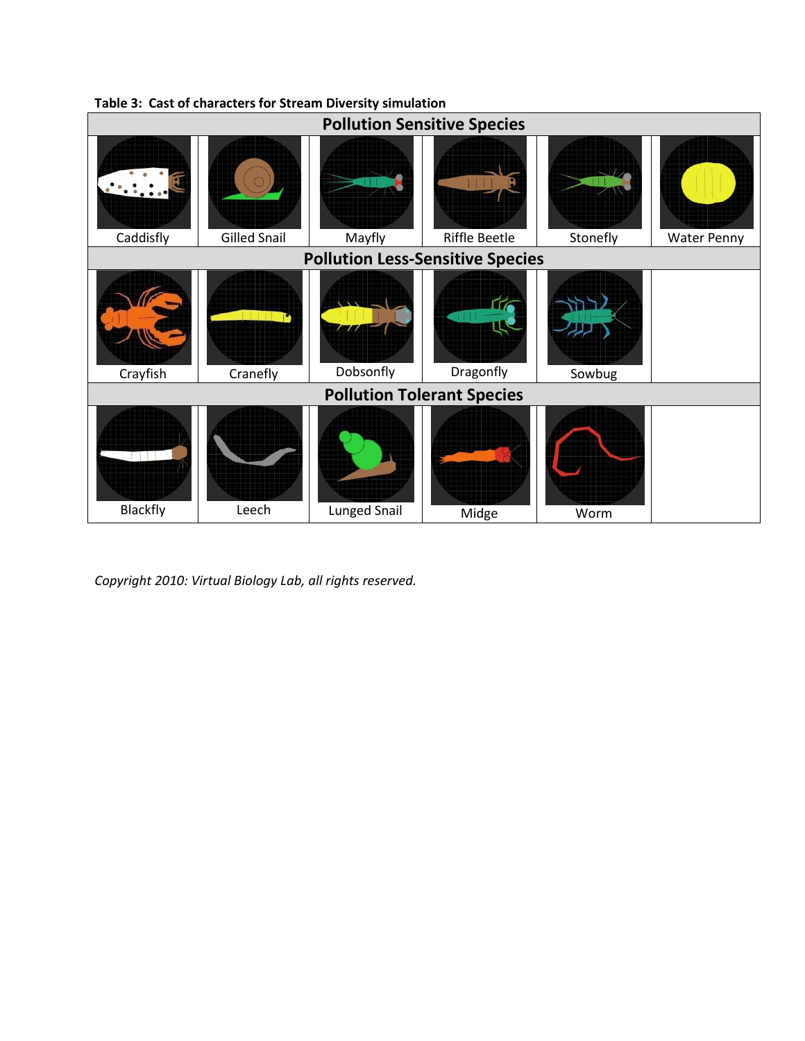**Table 3: Cast of characters for Stream Diversity simulation**

| | | | | | |
|---|---|---|---|---|---|
| **Pollution Sensitive Species** | | | | | |
| Caddisfly | Gilled Snail | Mayfly | Riffle Beetle | Stonefly | Water Penny |
| **Pollution Less-Sensitive Species** | | | | | |
| Crayfish | Cranefly | Dobsonfly | Dragonfly | Sowbug | |
| **Pollution Tolerant Species** | | | | | |
| Blackfly | Leech | Lunged Snail | Midge | Worm | |

*Copyright 2010: Virtual Biology Lab, all rights reserved.*